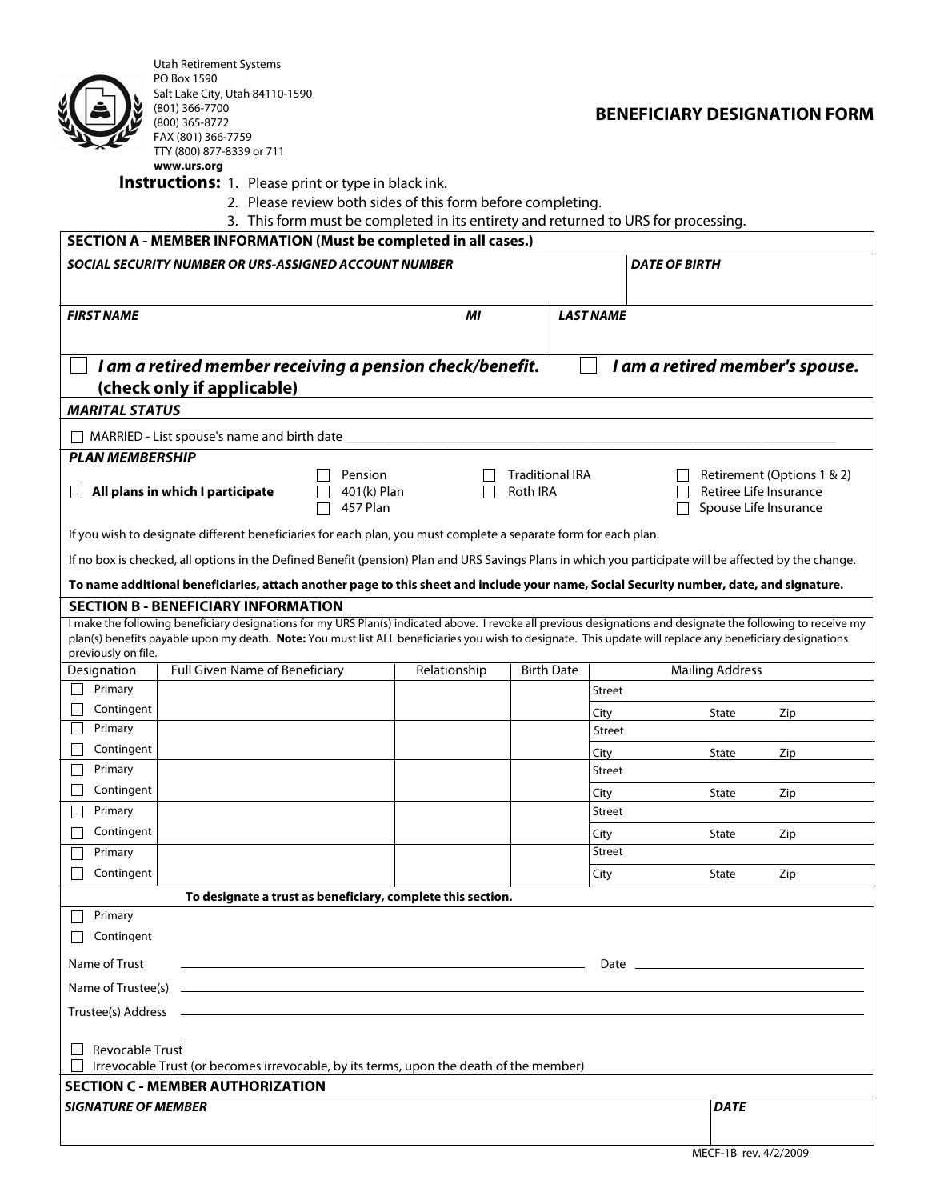Utah Retirement Systems
PO Box 1590
Salt Lake City, Utah 84110-1590
(801) 366-7700
(800) 365-8772
FAX (801) 366-7759
TTY (800) 877-8339 or 711
**www.urs.org**

# BENEFICIARY DESIGNATION FORM

**Instructions:**
1. Please print or type in black ink.
2. Please review both sides of this form before completing.
3. This form must be completed in its entirety and returned to URS for processing.

## SECTION A - MEMBER INFORMATION (Must be completed in all cases.)

| ***SOCIAL SECURITY NUMBER OR URS-ASSIGNED ACCOUNT NUMBER*** | | ***DATE OF BIRTH*** |
|---|---|---|
| | | |
| ***FIRST NAME*** | ***MI*** | ***LAST NAME*** |
| | | |

☐ ***I am a retired member receiving a pension check/benefit. (check only if applicable)***   ☐ ***I am a retired member's spouse.***

***MARITAL STATUS***

☐ MARRIED - List spouse's name and birth date ____________________

***PLAN MEMBERSHIP***

☐ **All plans in which I participate**
☐ Pension
☐ 401(k) Plan
☐ 457 Plan
☐ Traditional IRA
☐ Roth IRA
☐ Retirement (Options 1 & 2)
☐ Retiree Life Insurance
☐ Spouse Life Insurance

If you wish to designate different beneficiaries for each plan, you must complete a separate form for each plan.

If no box is checked, all options in the Defined Benefit (pension) Plan and URS Savings Plans in which you participate will be affected by the change.

**To name additional beneficiaries, attach another page to this sheet and include your name, Social Security number, date, and signature.**

## SECTION B - BENEFICIARY INFORMATION

I make the following beneficiary designations for my URS Plan(s) indicated above. I revoke all previous designations and designate the following to receive my plan(s) benefits payable upon my death. **Note:** You must list ALL beneficiaries you wish to designate. This update will replace any beneficiary designations previously on file.

| Designation | Full Given Name of Beneficiary | Relationship | Birth Date | Mailing Address |
|---|---|---|---|---|
| ☐ Primary ☐ Contingent | | | | Street<br>City State Zip |
| ☐ Primary ☐ Contingent | | | | Street<br>City State Zip |
| ☐ Primary ☐ Contingent | | | | Street<br>City State Zip |
| ☐ Primary ☐ Contingent | | | | Street<br>City State Zip |
| ☐ Primary ☐ Contingent | | | | Street<br>City State Zip |

**To designate a trust as beneficiary, complete this section.**

☐ Primary
☐ Contingent

Name of Trust ____________________ Date ____________________

Name of Trustee(s) ____________________

Trustee(s) Address ____________________

☐ Revocable Trust
☐ Irrevocable Trust (or becomes irrevocable, by its terms, upon the death of the member)

## SECTION C - MEMBER AUTHORIZATION

| ***SIGNATURE OF MEMBER*** | ***DATE*** |
|---|---|
| | |

MECF-1B rev. 4/2/2009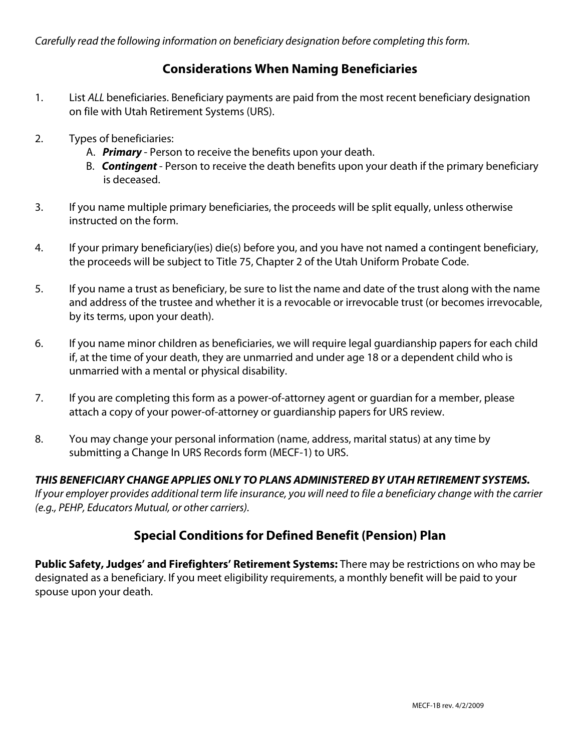*Carefully read the following information on beneficiary designation before completing this form.*

## Considerations When Naming Beneficiaries

1. List *ALL* beneficiaries. Beneficiary payments are paid from the most recent beneficiary designation on file with Utah Retirement Systems (URS).

2. Types of beneficiaries:
   A. ***Primary*** - Person to receive the benefits upon your death.
   B. ***Contingent*** - Person to receive the death benefits upon your death if the primary beneficiary is deceased.

3. If you name multiple primary beneficiaries, the proceeds will be split equally, unless otherwise instructed on the form.

4. If your primary beneficiary(ies) die(s) before you, and you have not named a contingent beneficiary, the proceeds will be subject to Title 75, Chapter 2 of the Utah Uniform Probate Code.

5. If you name a trust as beneficiary, be sure to list the name and date of the trust along with the name and address of the trustee and whether it is a revocable or irrevocable trust (or becomes irrevocable, by its terms, upon your death).

6. If you name minor children as beneficiaries, we will require legal guardianship papers for each child if, at the time of your death, they are unmarried and under age 18 or a dependent child who is unmarried with a mental or physical disability.

7. If you are completing this form as a power-of-attorney agent or guardian for a member, please attach a copy of your power-of-attorney or guardianship papers for URS review.

8. You may change your personal information (name, address, marital status) at any time by submitting a Change In URS Records form (MECF-1) to URS.

***THIS BENEFICIARY CHANGE APPLIES ONLY TO PLANS ADMINISTERED BY UTAH RETIREMENT SYSTEMS.***
*If your employer provides additional term life insurance, you will need to file a beneficiary change with the carrier (e.g., PEHP, Educators Mutual, or other carriers).*

## Special Conditions for Defined Benefit (Pension) Plan

**Public Safety, Judges' and Firefighters' Retirement Systems:** There may be restrictions on who may be designated as a beneficiary. If you meet eligibility requirements, a monthly benefit will be paid to your spouse upon your death.

MECF-1B rev. 4/2/2009